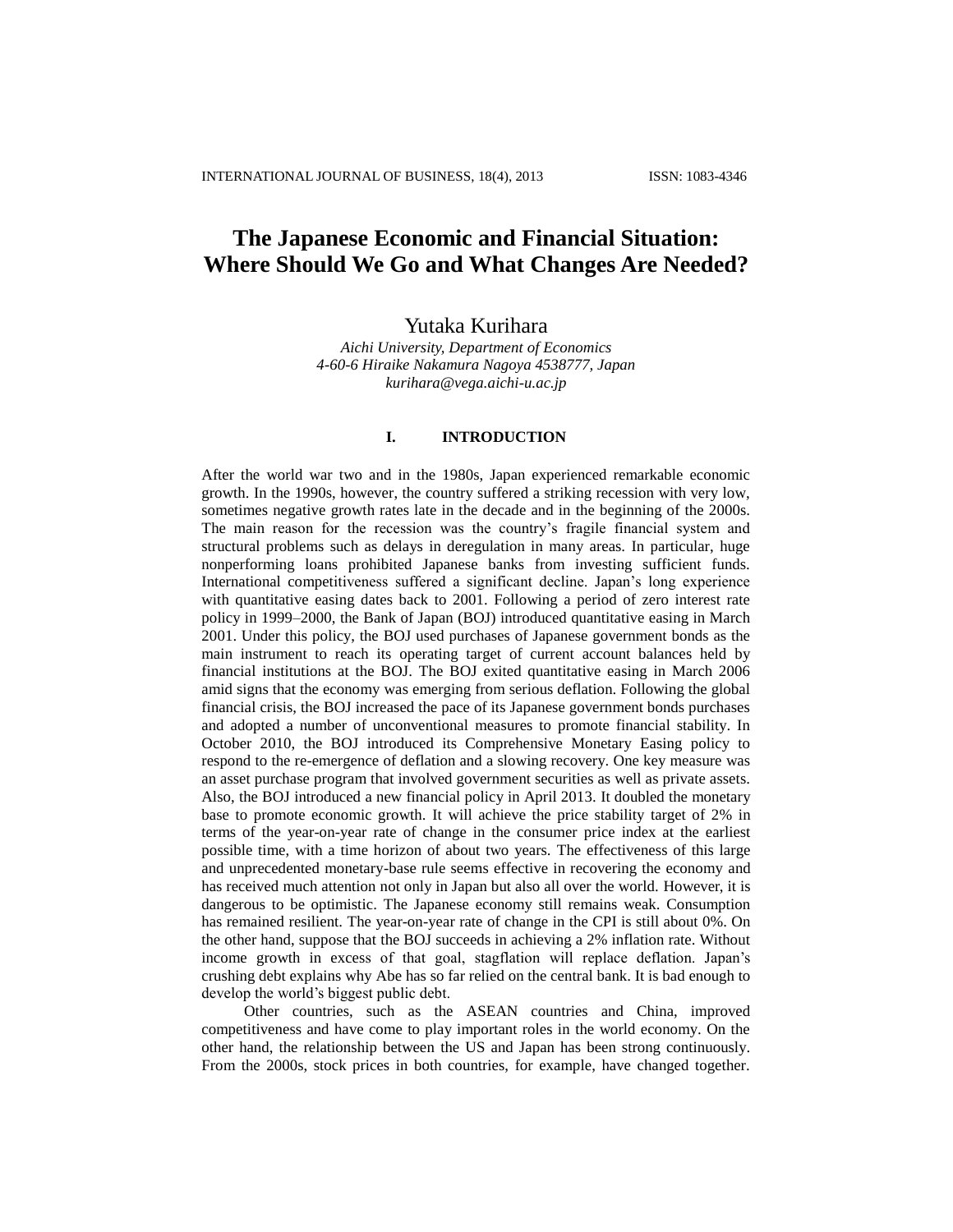# The Japanese Economic and Financial Situation: Where Should We Go and What Changes Are Needed?

Yutaka Kurihara

*Aichi University, Department of Economics*
*4-60-6 Hiraike Nakamura Nagoya 4538777, Japan*
*kurihara@vega.aichi-u.ac.jp*

## I. INTRODUCTION

After the world war two and in the 1980s, Japan experienced remarkable economic growth. In the 1990s, however, the country suffered a striking recession with very low, sometimes negative growth rates late in the decade and in the beginning of the 2000s. The main reason for the recession was the country's fragile financial system and structural problems such as delays in deregulation in many areas. In particular, huge nonperforming loans prohibited Japanese banks from investing sufficient funds. International competitiveness suffered a significant decline. Japan's long experience with quantitative easing dates back to 2001. Following a period of zero interest rate policy in 1999–2000, the Bank of Japan (BOJ) introduced quantitative easing in March 2001. Under this policy, the BOJ used purchases of Japanese government bonds as the main instrument to reach its operating target of current account balances held by financial institutions at the BOJ. The BOJ exited quantitative easing in March 2006 amid signs that the economy was emerging from serious deflation. Following the global financial crisis, the BOJ increased the pace of its Japanese government bonds purchases and adopted a number of unconventional measures to promote financial stability. In October 2010, the BOJ introduced its Comprehensive Monetary Easing policy to respond to the re-emergence of deflation and a slowing recovery. One key measure was an asset purchase program that involved government securities as well as private assets. Also, the BOJ introduced a new financial policy in April 2013. It doubled the monetary base to promote economic growth. It will achieve the price stability target of 2% in terms of the year-on-year rate of change in the consumer price index at the earliest possible time, with a time horizon of about two years. The effectiveness of this large and unprecedented monetary-base rule seems effective in recovering the economy and has received much attention not only in Japan but also all over the world. However, it is dangerous to be optimistic. The Japanese economy still remains weak. Consumption has remained resilient. The year-on-year rate of change in the CPI is still about 0%. On the other hand, suppose that the BOJ succeeds in achieving a 2% inflation rate. Without income growth in excess of that goal, stagflation will replace deflation. Japan's crushing debt explains why Abe has so far relied on the central bank. It is bad enough to develop the world's biggest public debt.

Other countries, such as the ASEAN countries and China, improved competitiveness and have come to play important roles in the world economy. On the other hand, the relationship between the US and Japan has been strong continuously. From the 2000s, stock prices in both countries, for example, have changed together.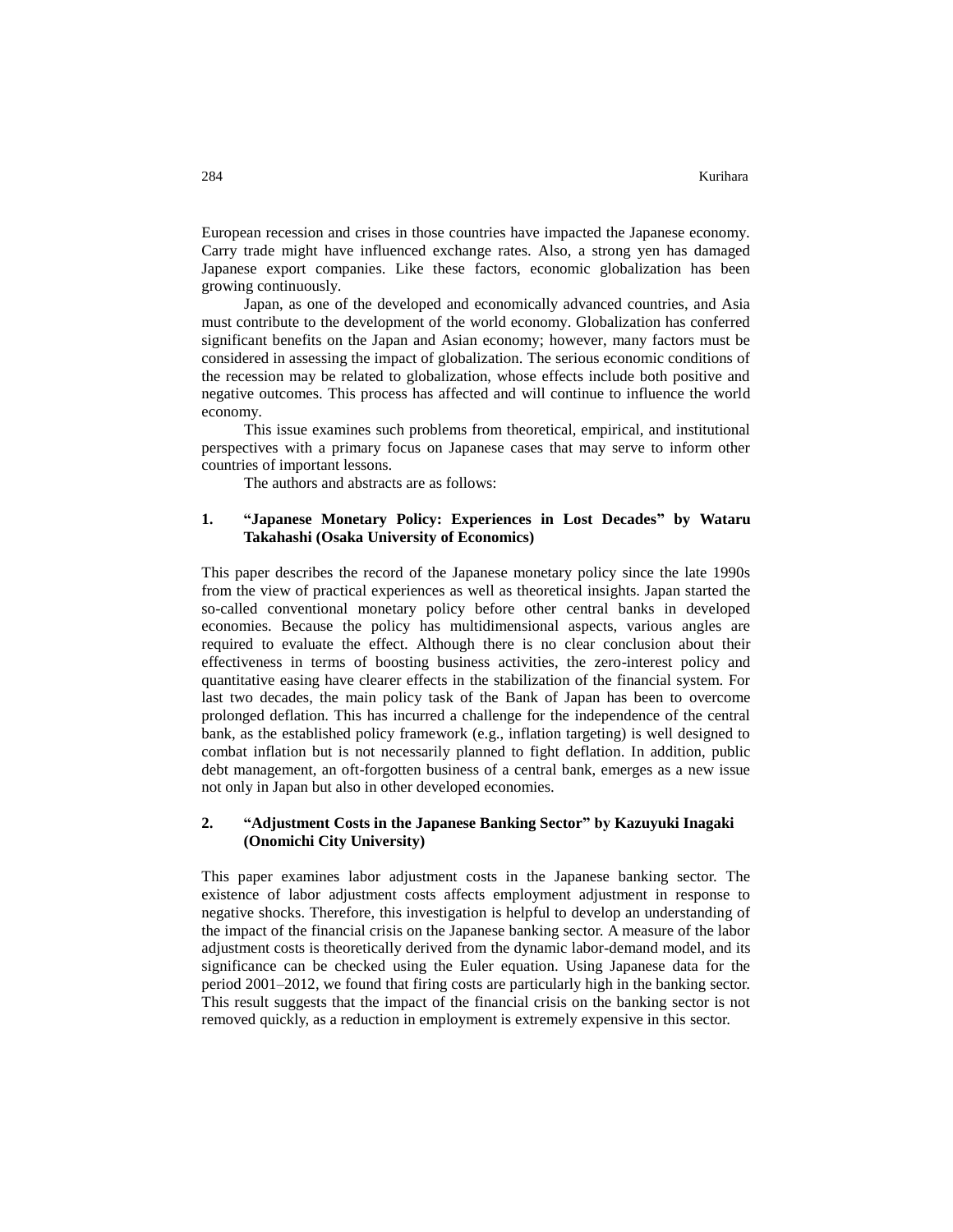European recession and crises in those countries have impacted the Japanese economy. Carry trade might have influenced exchange rates. Also, a strong yen has damaged Japanese export companies. Like these factors, economic globalization has been growing continuously.

Japan, as one of the developed and economically advanced countries, and Asia must contribute to the development of the world economy. Globalization has conferred significant benefits on the Japan and Asian economy; however, many factors must be considered in assessing the impact of globalization. The serious economic conditions of the recession may be related to globalization, whose effects include both positive and negative outcomes. This process has affected and will continue to influence the world economy.

This issue examines such problems from theoretical, empirical, and institutional perspectives with a primary focus on Japanese cases that may serve to inform other countries of important lessons.

The authors and abstracts are as follows:

**1. "Japanese Monetary Policy: Experiences in Lost Decades" by Wataru Takahashi (Osaka University of Economics)**

This paper describes the record of the Japanese monetary policy since the late 1990s from the view of practical experiences as well as theoretical insights. Japan started the so-called conventional monetary policy before other central banks in developed economies. Because the policy has multidimensional aspects, various angles are required to evaluate the effect. Although there is no clear conclusion about their effectiveness in terms of boosting business activities, the zero-interest policy and quantitative easing have clearer effects in the stabilization of the financial system. For last two decades, the main policy task of the Bank of Japan has been to overcome prolonged deflation. This has incurred a challenge for the independence of the central bank, as the established policy framework (e.g., inflation targeting) is well designed to combat inflation but is not necessarily planned to fight deflation. In addition, public debt management, an oft-forgotten business of a central bank, emerges as a new issue not only in Japan but also in other developed economies.

**2. "Adjustment Costs in the Japanese Banking Sector" by Kazuyuki Inagaki (Onomichi City University)**

This paper examines labor adjustment costs in the Japanese banking sector. The existence of labor adjustment costs affects employment adjustment in response to negative shocks. Therefore, this investigation is helpful to develop an understanding of the impact of the financial crisis on the Japanese banking sector. A measure of the labor adjustment costs is theoretically derived from the dynamic labor-demand model, and its significance can be checked using the Euler equation. Using Japanese data for the period 2001–2012, we found that firing costs are particularly high in the banking sector. This result suggests that the impact of the financial crisis on the banking sector is not removed quickly, as a reduction in employment is extremely expensive in this sector.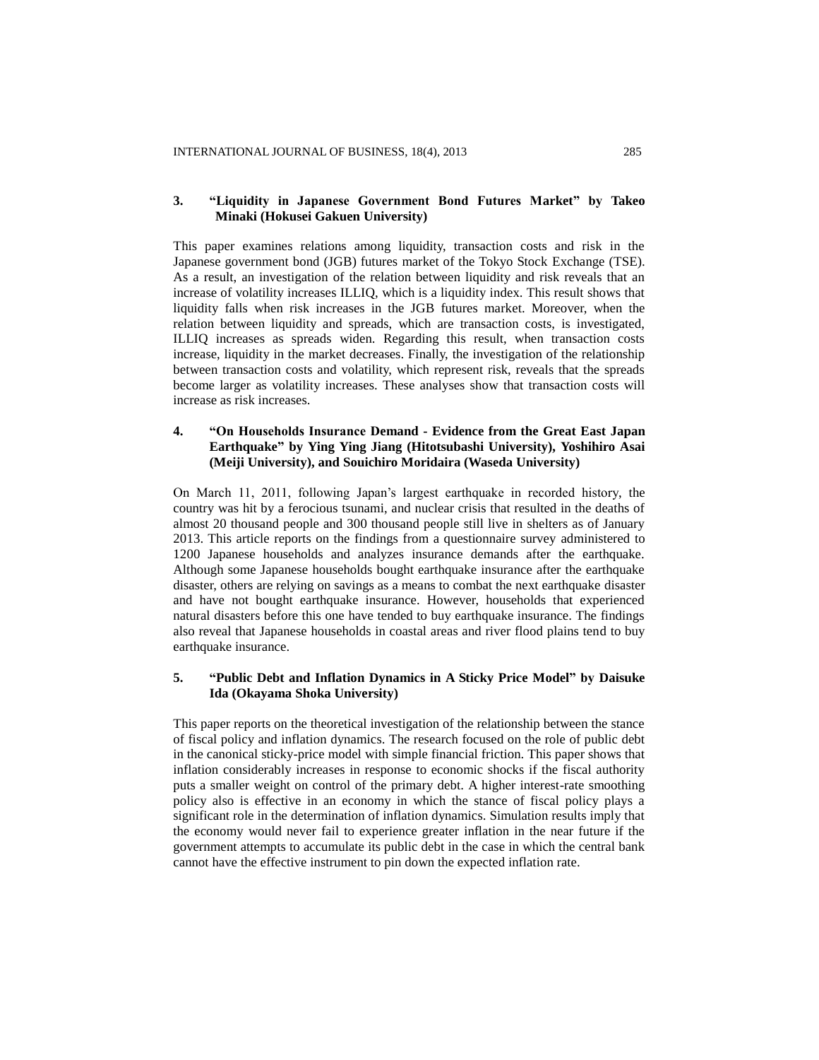### 3. "Liquidity in Japanese Government Bond Futures Market" by Takeo Minaki (Hokusei Gakuen University)

This paper examines relations among liquidity, transaction costs and risk in the Japanese government bond (JGB) futures market of the Tokyo Stock Exchange (TSE). As a result, an investigation of the relation between liquidity and risk reveals that an increase of volatility increases ILLIQ, which is a liquidity index. This result shows that liquidity falls when risk increases in the JGB futures market. Moreover, when the relation between liquidity and spreads, which are transaction costs, is investigated, ILLIQ increases as spreads widen. Regarding this result, when transaction costs increase, liquidity in the market decreases. Finally, the investigation of the relationship between transaction costs and volatility, which represent risk, reveals that the spreads become larger as volatility increases. These analyses show that transaction costs will increase as risk increases.

### 4. "On Households Insurance Demand - Evidence from the Great East Japan Earthquake" by Ying Ying Jiang (Hitotsubashi University), Yoshihiro Asai (Meiji University), and Souichiro Moridaira (Waseda University)

On March 11, 2011, following Japan's largest earthquake in recorded history, the country was hit by a ferocious tsunami, and nuclear crisis that resulted in the deaths of almost 20 thousand people and 300 thousand people still live in shelters as of January 2013. This article reports on the findings from a questionnaire survey administered to 1200 Japanese households and analyzes insurance demands after the earthquake. Although some Japanese households bought earthquake insurance after the earthquake disaster, others are relying on savings as a means to combat the next earthquake disaster and have not bought earthquake insurance. However, households that experienced natural disasters before this one have tended to buy earthquake insurance. The findings also reveal that Japanese households in coastal areas and river flood plains tend to buy earthquake insurance.

### 5. "Public Debt and Inflation Dynamics in A Sticky Price Model" by Daisuke Ida (Okayama Shoka University)

This paper reports on the theoretical investigation of the relationship between the stance of fiscal policy and inflation dynamics. The research focused on the role of public debt in the canonical sticky-price model with simple financial friction. This paper shows that inflation considerably increases in response to economic shocks if the fiscal authority puts a smaller weight on control of the primary debt. A higher interest-rate smoothing policy also is effective in an economy in which the stance of fiscal policy plays a significant role in the determination of inflation dynamics. Simulation results imply that the economy would never fail to experience greater inflation in the near future if the government attempts to accumulate its public debt in the case in which the central bank cannot have the effective instrument to pin down the expected inflation rate.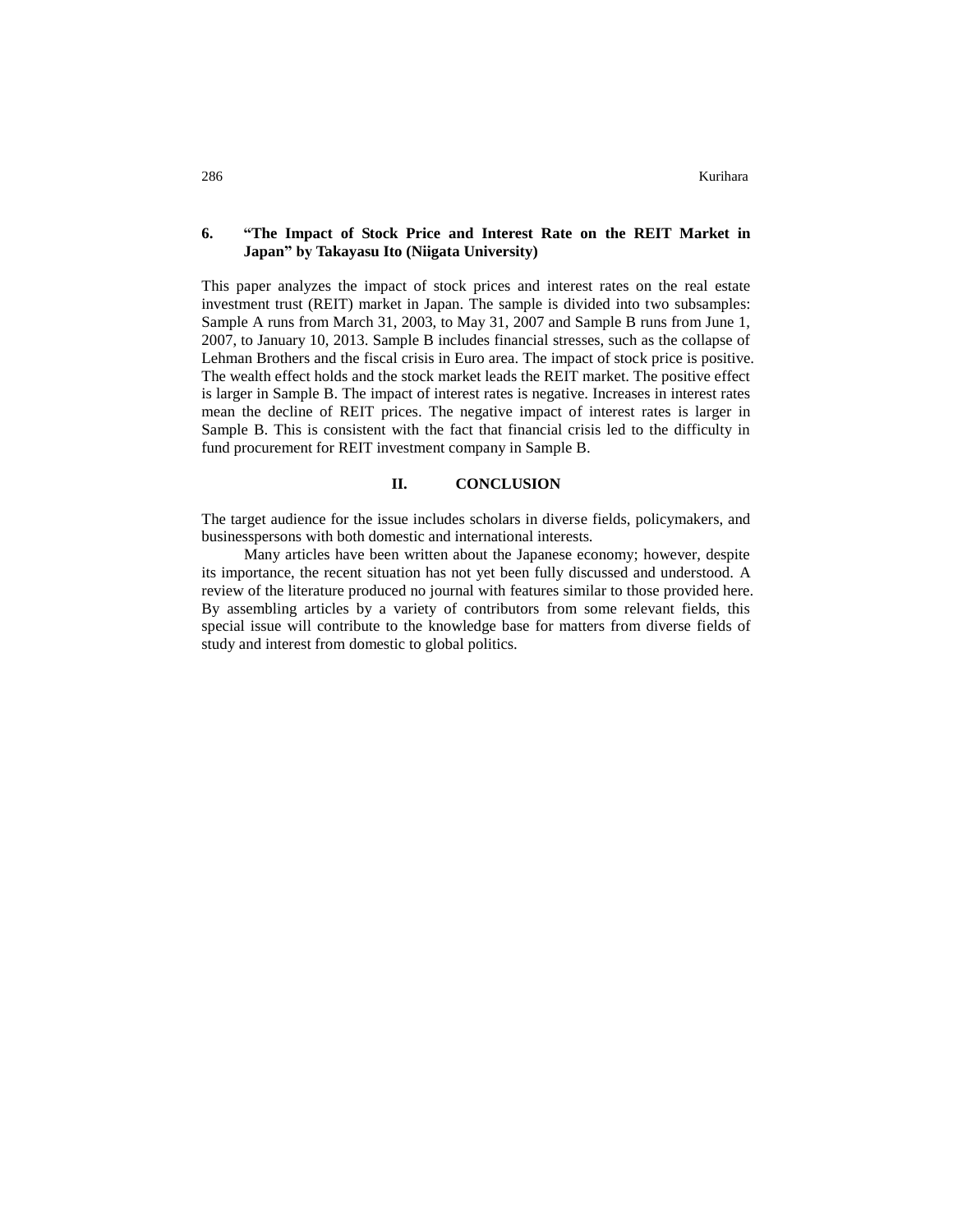### 6. "The Impact of Stock Price and Interest Rate on the REIT Market in Japan" by Takayasu Ito (Niigata University)

This paper analyzes the impact of stock prices and interest rates on the real estate investment trust (REIT) market in Japan. The sample is divided into two subsamples: Sample A runs from March 31, 2003, to May 31, 2007 and Sample B runs from June 1, 2007, to January 10, 2013. Sample B includes financial stresses, such as the collapse of Lehman Brothers and the fiscal crisis in Euro area. The impact of stock price is positive. The wealth effect holds and the stock market leads the REIT market. The positive effect is larger in Sample B. The impact of interest rates is negative. Increases in interest rates mean the decline of REIT prices. The negative impact of interest rates is larger in Sample B. This is consistent with the fact that financial crisis led to the difficulty in fund procurement for REIT investment company in Sample B.

## II. CONCLUSION

The target audience for the issue includes scholars in diverse fields, policymakers, and businesspersons with both domestic and international interests.

Many articles have been written about the Japanese economy; however, despite its importance, the recent situation has not yet been fully discussed and understood. A review of the literature produced no journal with features similar to those provided here. By assembling articles by a variety of contributors from some relevant fields, this special issue will contribute to the knowledge base for matters from diverse fields of study and interest from domestic to global politics.